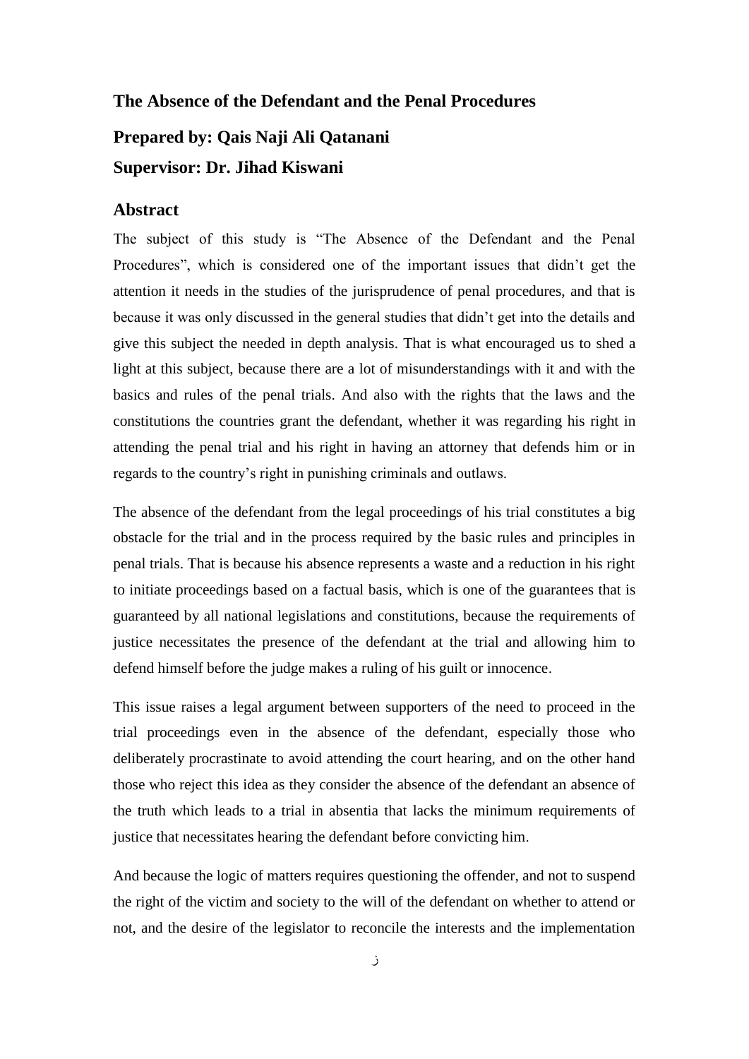## The Absence of the Defendant and the Penal Procedures

## Prepared by: Qais Naji Ali Qatanani

## Supervisor: Dr. Jihad Kiswani

### Abstract

The subject of this study is "The Absence of the Defendant and the Penal Procedures", which is considered one of the important issues that didn't get the attention it needs in the studies of the jurisprudence of penal procedures, and that is because it was only discussed in the general studies that didn't get into the details and give this subject the needed in depth analysis. That is what encouraged us to shed a light at this subject, because there are a lot of misunderstandings with it and with the basics and rules of the penal trials. And also with the rights that the laws and the constitutions the countries grant the defendant, whether it was regarding his right in attending the penal trial and his right in having an attorney that defends him or in regards to the country's right in punishing criminals and outlaws.

The absence of the defendant from the legal proceedings of his trial constitutes a big obstacle for the trial and in the process required by the basic rules and principles in penal trials. That is because his absence represents a waste and a reduction in his right to initiate proceedings based on a factual basis, which is one of the guarantees that is guaranteed by all national legislations and constitutions, because the requirements of justice necessitates the presence of the defendant at the trial and allowing him to defend himself before the judge makes a ruling of his guilt or innocence.

This issue raises a legal argument between supporters of the need to proceed in the trial proceedings even in the absence of the defendant, especially those who deliberately procrastinate to avoid attending the court hearing, and on the other hand those who reject this idea as they consider the absence of the defendant an absence of the truth which leads to a trial in absentia that lacks the minimum requirements of justice that necessitates hearing the defendant before convicting him.

And because the logic of matters requires questioning the offender, and not to suspend the right of the victim and society to the will of the defendant on whether to attend or not, and the desire of the legislator to reconcile the interests and the implementation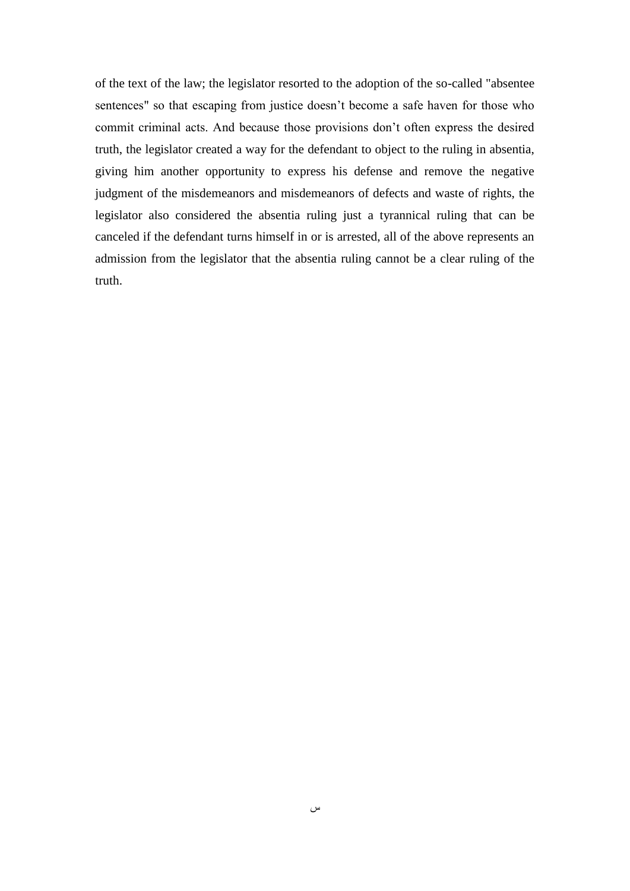of the text of the law; the legislator resorted to the adoption of the so-called "absentee sentences" so that escaping from justice doesn't become a safe haven for those who commit criminal acts. And because those provisions don't often express the desired truth, the legislator created a way for the defendant to object to the ruling in absentia, giving him another opportunity to express his defense and remove the negative judgment of the misdemeanors and misdemeanors of defects and waste of rights, the legislator also considered the absentia ruling just a tyrannical ruling that can be canceled if the defendant turns himself in or is arrested, all of the above represents an admission from the legislator that the absentia ruling cannot be a clear ruling of the truth.